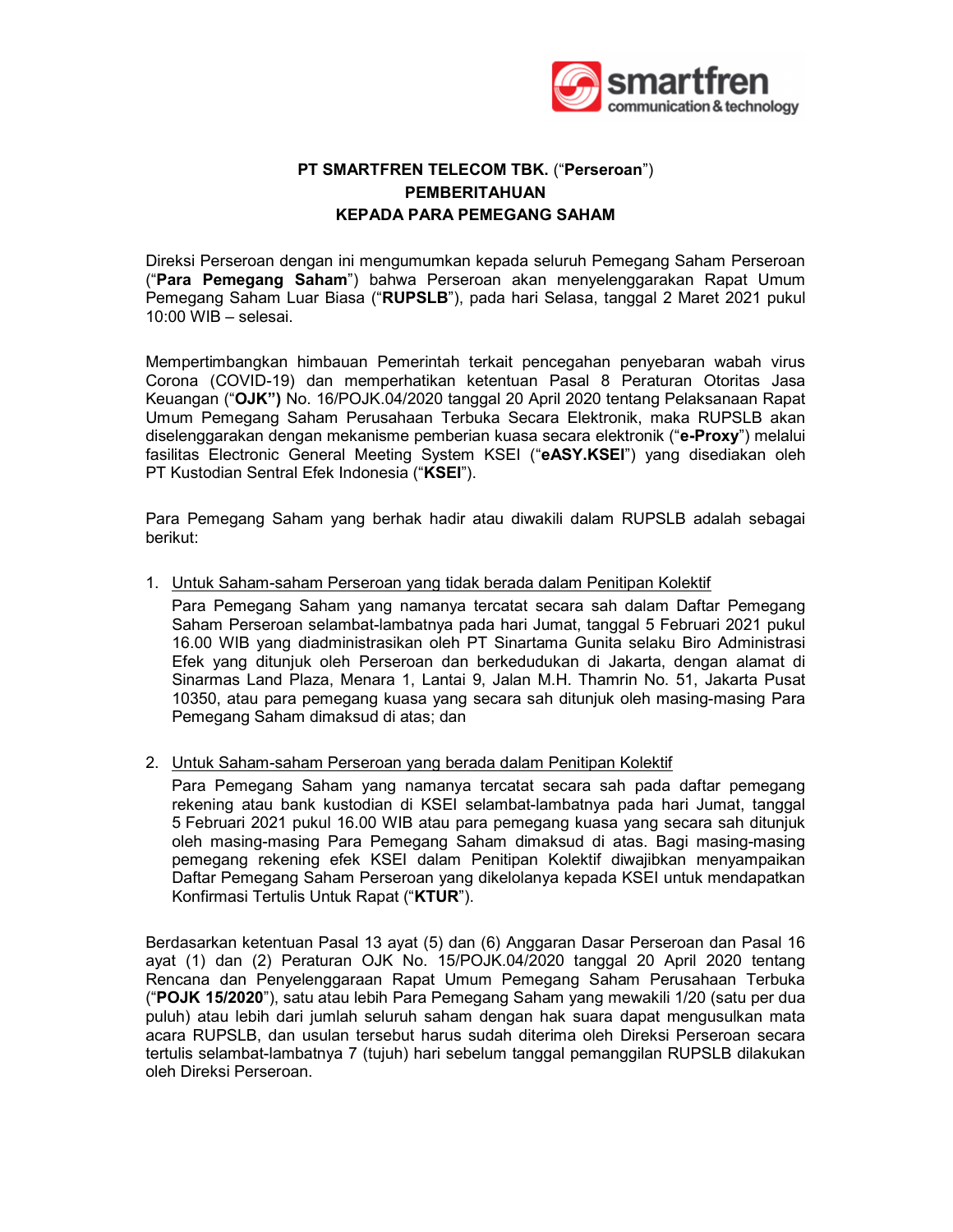**PT SMARTFREN TELECOM TBK.** (“**Perseroan**”)
**PEMBERITAHUAN**
**KEPADA PARA PEMEGANG SAHAM**

Direksi Perseroan dengan ini mengumumkan kepada seluruh Pemegang Saham Perseroan (“**Para Pemegang Saham**”) bahwa Perseroan akan menyelenggarakan Rapat Umum Pemegang Saham Luar Biasa (“**RUPSLB**”), pada hari Selasa, tanggal 2 Maret 2021 pukul 10:00 WIB – selesai.

Mempertimbangkan himbauan Pemerintah terkait pencegahan penyebaran wabah virus Corona (COVID-19) dan memperhatikan ketentuan Pasal 8 Peraturan Otoritas Jasa Keuangan (“**OJK”)** No. 16/POJK.04/2020 tanggal 20 April 2020 tentang Pelaksanaan Rapat Umum Pemegang Saham Perusahaan Terbuka Secara Elektronik, maka RUPSLB akan diselenggarakan dengan mekanisme pemberian kuasa secara elektronik (“**e-Proxy**”) melalui fasilitas Electronic General Meeting System KSEI (“**eASY.KSEI**”) yang disediakan oleh PT Kustodian Sentral Efek Indonesia (“**KSEI**”).

Para Pemegang Saham yang berhak hadir atau diwakili dalam RUPSLB adalah sebagai berikut:

1. Untuk Saham-saham Perseroan yang tidak berada dalam Penitipan Kolektif

   Para Pemegang Saham yang namanya tercatat secara sah dalam Daftar Pemegang Saham Perseroan selambat-lambatnya pada hari Jumat, tanggal 5 Februari 2021 pukul 16.00 WIB yang diadministrasikan oleh PT Sinartama Gunita selaku Biro Administrasi Efek yang ditunjuk oleh Perseroan dan berkedudukan di Jakarta, dengan alamat di Sinarmas Land Plaza, Menara 1, Lantai 9, Jalan M.H. Thamrin No. 51, Jakarta Pusat 10350, atau para pemegang kuasa yang secara sah ditunjuk oleh masing-masing Para Pemegang Saham dimaksud di atas; dan

2. Untuk Saham-saham Perseroan yang berada dalam Penitipan Kolektif

   Para Pemegang Saham yang namanya tercatat secara sah pada daftar pemegang rekening atau bank kustodian di KSEI selambat-lambatnya pada hari Jumat, tanggal 5 Februari 2021 pukul 16.00 WIB atau para pemegang kuasa yang secara sah ditunjuk oleh masing-masing Para Pemegang Saham dimaksud di atas. Bagi masing-masing pemegang rekening efek KSEI dalam Penitipan Kolektif diwajibkan menyampaikan Daftar Pemegang Saham Perseroan yang dikelolanya kepada KSEI untuk mendapatkan Konfirmasi Tertulis Untuk Rapat (“**KTUR**”).

Berdasarkan ketentuan Pasal 13 ayat (5) dan (6) Anggaran Dasar Perseroan dan Pasal 16 ayat (1) dan (2) Peraturan OJK No. 15/POJK.04/2020 tanggal 20 April 2020 tentang Rencana dan Penyelenggaraan Rapat Umum Pemegang Saham Perusahaan Terbuka (“**POJK 15/2020**”), satu atau lebih Para Pemegang Saham yang mewakili 1/20 (satu per dua puluh) atau lebih dari jumlah seluruh saham dengan hak suara dapat mengusulkan mata acara RUPSLB, dan usulan tersebut harus sudah diterima oleh Direksi Perseroan secara tertulis selambat-lambatnya 7 (tujuh) hari sebelum tanggal pemanggilan RUPSLB dilakukan oleh Direksi Perseroan.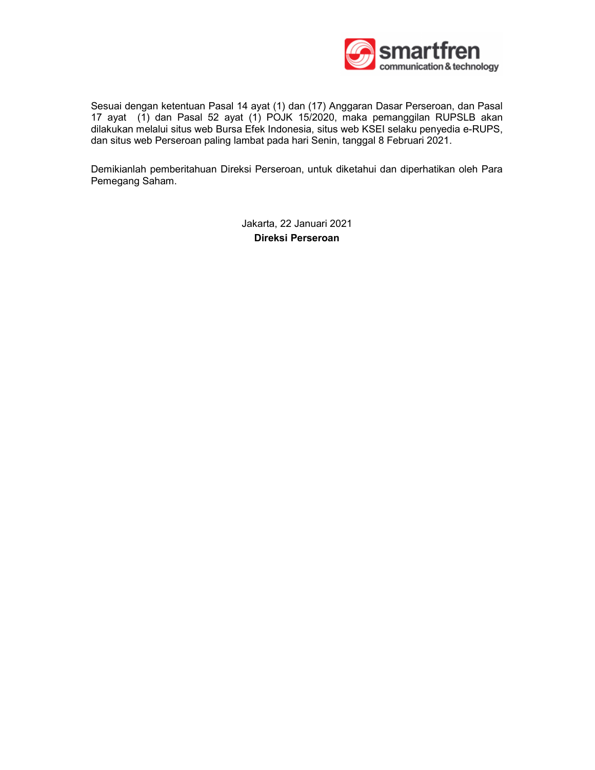Sesuai dengan ketentuan Pasal 14 ayat (1) dan (17) Anggaran Dasar Perseroan, dan Pasal 17 ayat (1) dan Pasal 52 ayat (1) POJK 15/2020, maka pemanggilan RUPSLB akan dilakukan melalui situs web Bursa Efek Indonesia, situs web KSEI selaku penyedia e-RUPS, dan situs web Perseroan paling lambat pada hari Senin, tanggal 8 Februari 2021.

Demikianlah pemberitahuan Direksi Perseroan, untuk diketahui dan diperhatikan oleh Para Pemegang Saham.

Jakarta, 22 Januari 2021

**Direksi Perseroan**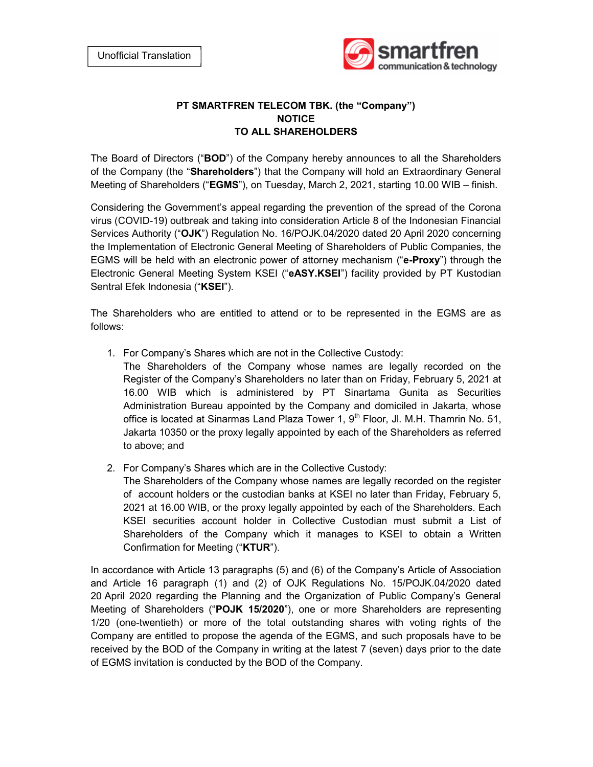Unofficial Translation

**PT SMARTFREN TELECOM TBK. (the "Company")**
**NOTICE**
**TO ALL SHAREHOLDERS**

The Board of Directors ("**BOD**") of the Company hereby announces to all the Shareholders of the Company (the "**Shareholders**") that the Company will hold an Extraordinary General Meeting of Shareholders ("**EGMS**"), on Tuesday, March 2, 2021, starting 10.00 WIB – finish.

Considering the Government's appeal regarding the prevention of the spread of the Corona virus (COVID-19) outbreak and taking into consideration Article 8 of the Indonesian Financial Services Authority ("**OJK**") Regulation No. 16/POJK.04/2020 dated 20 April 2020 concerning the Implementation of Electronic General Meeting of Shareholders of Public Companies, the EGMS will be held with an electronic power of attorney mechanism ("**e-Proxy**") through the Electronic General Meeting System KSEI ("**eASY.KSEI**") facility provided by PT Kustodian Sentral Efek Indonesia ("**KSEI**").

The Shareholders who are entitled to attend or to be represented in the EGMS are as follows:

1. For Company's Shares which are not in the Collective Custody:
   The Shareholders of the Company whose names are legally recorded on the Register of the Company's Shareholders no later than on Friday, February 5, 2021 at 16.00 WIB which is administered by PT Sinartama Gunita as Securities Administration Bureau appointed by the Company and domiciled in Jakarta, whose office is located at Sinarmas Land Plaza Tower 1, 9th Floor, Jl. M.H. Thamrin No. 51, Jakarta 10350 or the proxy legally appointed by each of the Shareholders as referred to above; and

2. For Company's Shares which are in the Collective Custody:
   The Shareholders of the Company whose names are legally recorded on the register of account holders or the custodian banks at KSEI no later than Friday, February 5, 2021 at 16.00 WIB, or the proxy legally appointed by each of the Shareholders. Each KSEI securities account holder in Collective Custodian must submit a List of Shareholders of the Company which it manages to KSEI to obtain a Written Confirmation for Meeting ("**KTUR**").

In accordance with Article 13 paragraphs (5) and (6) of the Company's Article of Association and Article 16 paragraph (1) and (2) of OJK Regulations No. 15/POJK.04/2020 dated 20 April 2020 regarding the Planning and the Organization of Public Company's General Meeting of Shareholders ("**POJK 15/2020**"), one or more Shareholders are representing 1/20 (one-twentieth) or more of the total outstanding shares with voting rights of the Company are entitled to propose the agenda of the EGMS, and such proposals have to be received by the BOD of the Company in writing at the latest 7 (seven) days prior to the date of EGMS invitation is conducted by the BOD of the Company.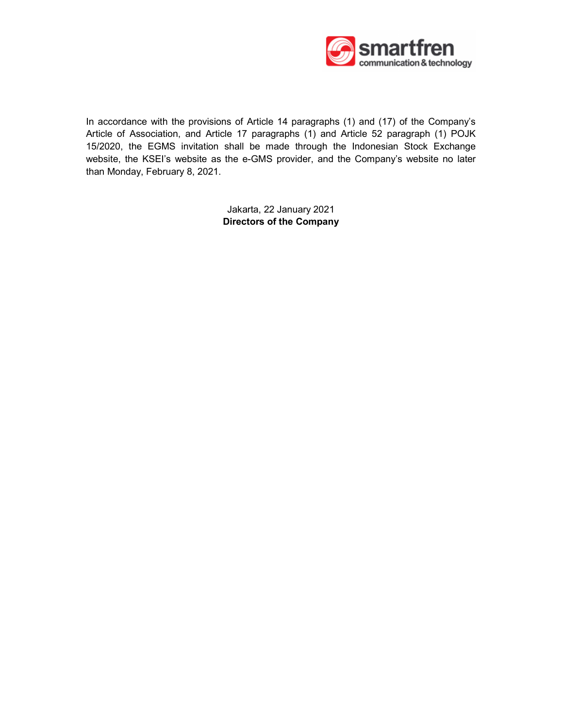In accordance with the provisions of Article 14 paragraphs (1) and (17) of the Company's Article of Association, and Article 17 paragraphs (1) and Article 52 paragraph (1) POJK 15/2020, the EGMS invitation shall be made through the Indonesian Stock Exchange website, the KSEI's website as the e-GMS provider, and the Company's website no later than Monday, February 8, 2021.

Jakarta, 22 January 2021
**Directors of the Company**